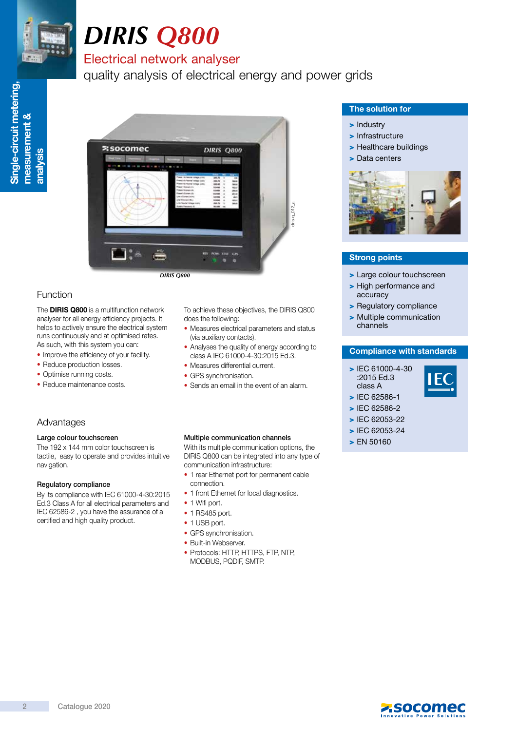# DIRIS Q800

## Electrical network analyser

quality analysis of electrical energy and power grids

Single-circuit metering, measurement & analysis

DIRIS Q800

### Function

The **DIRIS Q800** is a multifunction network analyser for all energy efficiency projects. It helps to actively ensure the electrical system runs continuously and at optimised rates.
As such, with this system you can:

- Improve the efficiency of your facility.
- Reduce production losses.
- Optimise running costs.
- Reduce maintenance costs.

To achieve these objectives, the DIRIS Q800 does the following:

- Measures electrical parameters and status (via auxiliary contacts).
- Analyses the quality of energy according to class A IEC 61000-4-30:2015 Ed.3.
- Measures differential current.
- GPS synchronisation.
- Sends an email in the event of an alarm.

### Advantages

**Large colour touchscreen**
The 192 x 144 mm color touchscreen is tactile, easy to operate and provides intuitive navigation.

**Regulatory compliance**
By its compliance with IEC 61000-4-30:2015 Ed.3 Class A for all electrical parameters and IEC 62586-2 , you have the assurance of a certified and high quality product.

**Multiple communication channels**
With its multiple communication options, the DIRIS Q800 can be integrated into any type of communication infrastructure:

- 1 rear Ethernet port for permanent cable connection.
- 1 front Ethernet for local diagnostics.
- 1 Wifi port.
- 1 RS485 port.
- 1 USB port.
- GPS synchronisation.
- Built-in Webserver.
- Protocols: HTTP, HTTPS, FTP, NTP, MODBUS, PQDIF, SMTP.

### The solution for

- Industry
- Infrastructure
- Healthcare buildings
- Data centers

### Strong points

- Large colour touchscreen
- High performance and accuracy
- Regulatory compliance
- Multiple communication channels

### Compliance with standards

- IEC 61000-4-30 :2015 Ed.3 class A
- IEC 62586-1
- IEC 62586-2
- IEC 62053-22
- IEC 62053-24
- EN 50160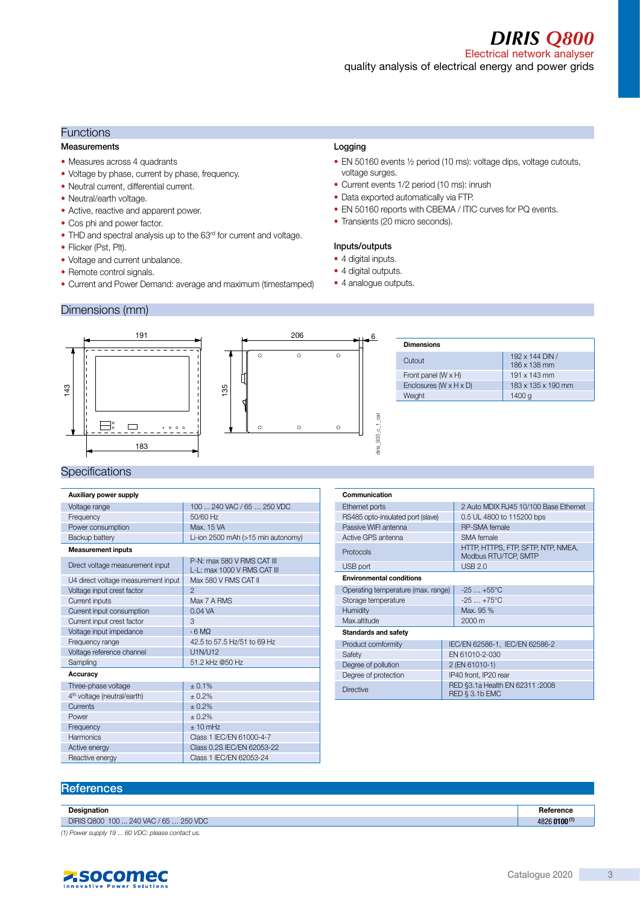# DIRIS Q800

Electrical network analyser

quality analysis of electrical energy and power grids

## Functions

### Measurements

- Measures across 4 quadrants
- Voltage by phase, current by phase, frequency.
- Neutral current, differential current.
- Neutral/earth voltage.
- Active, reactive and apparent power.
- Cos phi and power factor.
- THD and spectral analysis up to the 63rd for current and voltage.
- Flicker (Pst, Plt).
- Voltage and current unbalance.
- Remote control signals.
- Current and Power Demand: average and maximum (timestamped)

### Logging

- EN 50160 events ½ period (10 ms): voltage dips, voltage cutouts, voltage surges.
- Current events 1/2 period (10 ms): inrush
- Data exported automatically via FTP.
- EN 50160 reports with CBEMA / ITIC curves for PQ events.
- Transients (20 micro seconds).

### Inputs/outputs

- 4 digital inputs.
- 4 digital outputs.
- 4 analogue outputs.

## Dimensions (mm)

| Dimensions | |
|---|---|
| Cutout | 192 x 144 DIN / 186 x 138 mm |
| Front panel (W x H) | 191 x 143 mm |
| Enclosures (W x H x D) | 183 x 135 x 190 mm |
| Weight | 1400 g |

## Specifications

| Auxiliary power supply | |
|---|---|
| Voltage range | 100 … 240 VAC / 65 … 250 VDC |
| Frequency | 50/60 Hz |
| Power consumption | Max. 15 VA |
| Backup battery | Li-ion 2500 mAh (>15 min autonomy) |
| **Measurement inputs** | |
| Direct voltage measurement input | P-N: max 580 V RMS CAT III<br>L-L: max 1000 V RMS CAT III |
| U4 direct voltage measurement input | Max 580 V RMS CAT II |
| Voltage input crest factor | 2 |
| Current inputs | Max 7 A RMS |
| Current input consumption | 0.04 VA |
| Current input crest factor | 3 |
| Voltage input impedance | › 6 MΩ |
| Frequency range | 42.5 to 57.5 Hz/51 to 69 Hz |
| Voltage reference channel | U1N/U12 |
| Sampling | 51.2 kHz @50 Hz |
| **Accuracy** | |
| Three-phase voltage | ± 0.1% |
| 4th voltage (neutral/earth) | ± 0.2% |
| Currents | ± 0.2% |
| Power | ± 0.2% |
| Frequency | ± 10 mHz |
| Harmonics | Class 1 IEC/EN 61000-4-7 |
| Active energy | Class 0.2S IEC/EN 62053-22 |
| Reactive energy | Class 1 IEC/EN 62053-24 |

| Communication | |
|---|---|
| Ethernet ports | 2 Auto MDIX RJ45 10/100 Base Ethernet |
| RS485 opto-insulated port (slave) | 0.5 UL 4800 to 115200 bps |
| Passive WIFI antenna | RP-SMA female |
| Active GPS antenna | SMA female |
| Protocols | HTTP, HTTPS, FTP, SFTP, NTP, NMEA, Modbus RTU/TCP, SMTP |
| USB port | USB 2.0 |
| **Environmental conditions** | |
| Operating temperature (max. range) | -25 … +55°C |
| Storage temperature | -25 … +75°C |
| Humidity | Max. 95 % |
| Max.altitude | 2000 m |
| **Standards and safety** | |
| Product comformity | IEC/EN 62586-1, IEC/EN 62586-2 |
| Safety | EN 61010-2-030 |
| Degree of pollution | 2 (EN 61010-1) |
| Degree of protection | IP40 front, IP20 rear |
| Directive | RED §3.1a Health EN 62311 :2008<br>RED § 3.1b EMC |

## References

| Designation | Reference |
|---|---|
| DIRIS Q800 100 … 240 VAC / 65 … 250 VDC | **4826 0100** (1) |

*(1) Power supply 19 … 60 VDC: please contact us.*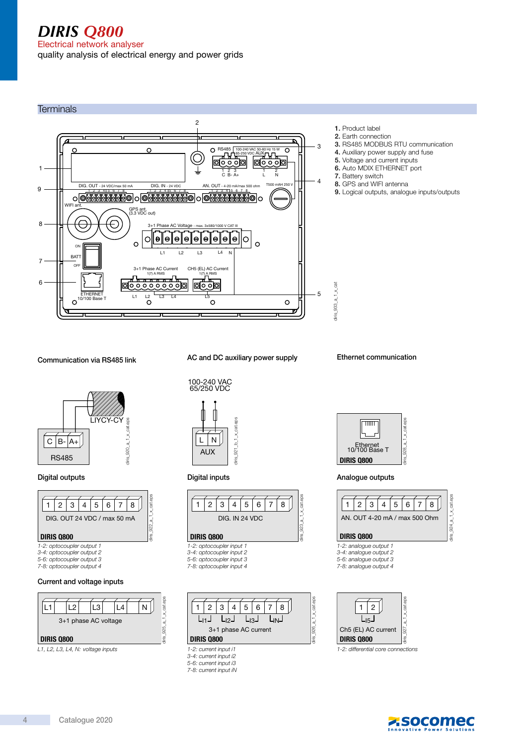# DIRIS Q800

Electrical network analyser

quality analysis of electrical energy and power grids

## Terminals

1. Product label
2. Earth connection
3. RS485 MODBUS RTU communication
4. Auxiliary power supply and fuse
5. Voltage and current inputs
6. Auto MDIX ETHERNET port
7. Battery switch
8. GPS and WIFI antenna
9. Logical outputs, analogue inputs/outputs

### Communication via RS485 link

### AC and DC auxiliary power supply

### Ethernet communication

### Digital outputs

*1-2: optocoupler output 1*
*3-4: optocoupler output 2*
*5-6: optocoupler output 3*
*7-8: optocoupler output 4*

### Digital inputs

*1-2: optocoupler input 1*
*3-4: optocoupler input 2*
*5-6: optocoupler input 3*
*7-8: optocoupler input 4*

### Analogue outputs

*1-2: analogue output 1*
*3-4: analogue output 2*
*5-6: analogue output 3*
*7-8: analogue output 4*

### Current and voltage inputs

*L1, L2, L3, L4, N: voltage inputs*

*1-2: current input i1*
*3-4: current input i2*
*5-6: current input i3*
*7-8: current input iN*

*1-2: differential core connections*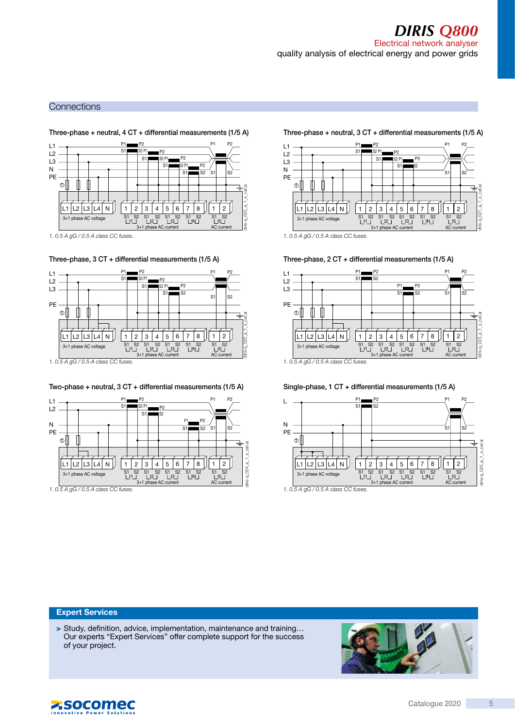## Connections

### Three-phase + neutral, 4 CT + differential measurements (1/5 A)

L1
L2
L3
N
PE

P1 P2
S1 S2 P1 P2
S1 S2 P1 P2
S1 S2 P1 P2
S1 S2 S1 S2

L1 L2 L3 L4 N
3+1 phase AC voltage

1 2 3 4 5 6 7 8
S1 S2 S1 S2 S1 S2 S1 S2
I1 I2 I3 IN
3+1 phase AC current

1 2
S1 S2
I5
AC current

diris-q_020_a_1_x_cat.ai

1. 0.5 A gG / 0.5 A class CC fuses.

### Three-phase + neutral, 3 CT + differential measurements (1/5 A)

L1
L2
L3
N
PE

P1 P2
S1 S2 P1 P2
S1 S2 P1 P2
S1 S2
P1 P2
S1 S2

L1 L2 L3 L4 N
3+1 phase AC voltage

1 2 3 4 5 6 7 8
S1 S2 S1 S2 S1 S2 S1 S2
I1 I2 I3 IN
3+1 phase AC current

1 2
S1 S2
I5
AC current

diris-q_021_a_1_x_cat.ai

1. 0.5 A gG / 0.5 A class CC fuses.

### Three-phase, 3 CT + differential measurements (1/5 A)

L1
L2
L3
PE

P1 P2
S1 S2 P1 P2
S1 S2 P1 P2
S1 S2
P1 P2
S1 S2

L1 L2 L3 L4 N
3+1 phase AC voltage

1 2 3 4 5 6 7 8
S1 S2 S1 S2 S1 S2 S1 S2
I1 I2 I3 IN
3+1 phase AC current

1 2
S1 S2
I5
AC current

diris-q_022_a_1_x_cat.ai

1. 0.5 A gG / 0.5 A class CC fuses.

### Three-phase, 2 CT + differential measurements (1/5 A)

L1
L2
L3
PE

P1 P2
S1 S2
P1 P2
S1 S2
P1 P2
S1 S2

L1 L2 L3 L4 N
3+1 phase AC voltage

1 2 3 4 5 6 7 8
S1 S2 S1 S2 S1 S2 S1 S2
I1 I2 I3 IN
3+1 phase AC current

1 2
S1 S2
I5
AC current

diris-q_023_a_1_x_cat.ai

1. 0.5 A gG / 0.5 A class CC fuses.

### Two-phase + neutral, 3 CT + differential measurements (1/5 A)

L1
L2
N
PE

P1 P2
S1 S2 P1 P2
S1 S2
P1 P2
S1 S2 S1 S2

L1 L2 L3 L4 N
3+1 phase AC voltage

1 2 3 4 5 6 7 8
S1 S2 S1 S2 S1 S2 S1 S2
I1 I2 I3 IN
3+1 phase AC current

1 2
S1 S2
I5
AC current

diris-q_024_a_1_x_cat.ai

1. 0.5 A gG / 0.5 A class CC fuses.

### Single-phase, 1 CT + differential measurements (1/5 A)

L
N
PE

P1 P2
S1 S2
P1 P2
S1 S2

L1 L2 L3 L4 N
3+1 phase AC voltage

1 2 3 4 5 6 7 8
S1 S2 S1 S2 S1 S2 S1 S2
I1 I2 I3 IN
3+1 phase AC current

1 2
S1 S2
I5
AC current

diris-q_025_a_1_x_cat.ai

1. 0.5 A gG / 0.5 A class CC fuses.

## Expert Services

> Study, definition, advice, implementation, maintenance and training… Our experts "Expert Services" offer complete support for the success of your project.